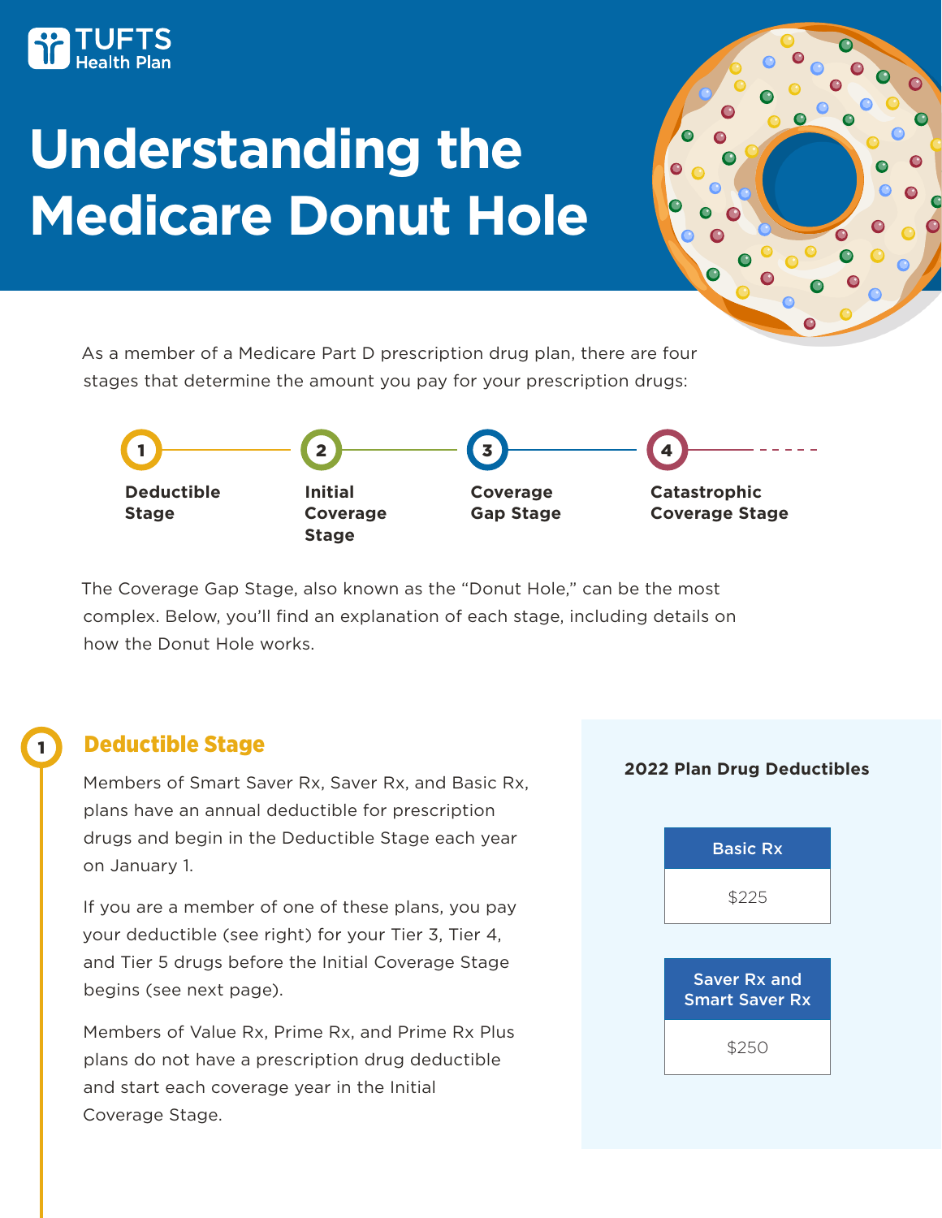TUFTS Health Plan

# Understanding the Medicare Donut Hole

As a member of a Medicare Part D prescription drug plan, there are four stages that determine the amount you pay for your prescription drugs:

1. Deductible Stage
2. Initial Coverage Stage
3. Coverage Gap Stage
4. Catastrophic Coverage Stage

The Coverage Gap Stage, also known as the "Donut Hole," can be the most complex. Below, you'll find an explanation of each stage, including details on how the Donut Hole works.

## 1 Deductible Stage

Members of Smart Saver Rx, Saver Rx, and Basic Rx, plans have an annual deductible for prescription drugs and begin in the Deductible Stage each year on January 1.

If you are a member of one of these plans, you pay your deductible (see right) for your Tier 3, Tier 4, and Tier 5 drugs before the Initial Coverage Stage begins (see next page).

Members of Value Rx, Prime Rx, and Prime Rx Plus plans do not have a prescription drug deductible and start each coverage year in the Initial Coverage Stage.

**2022 Plan Drug Deductibles**

| Basic Rx |
| --- |
| $225 |

| Saver Rx and Smart Saver Rx |
| --- |
| $250 |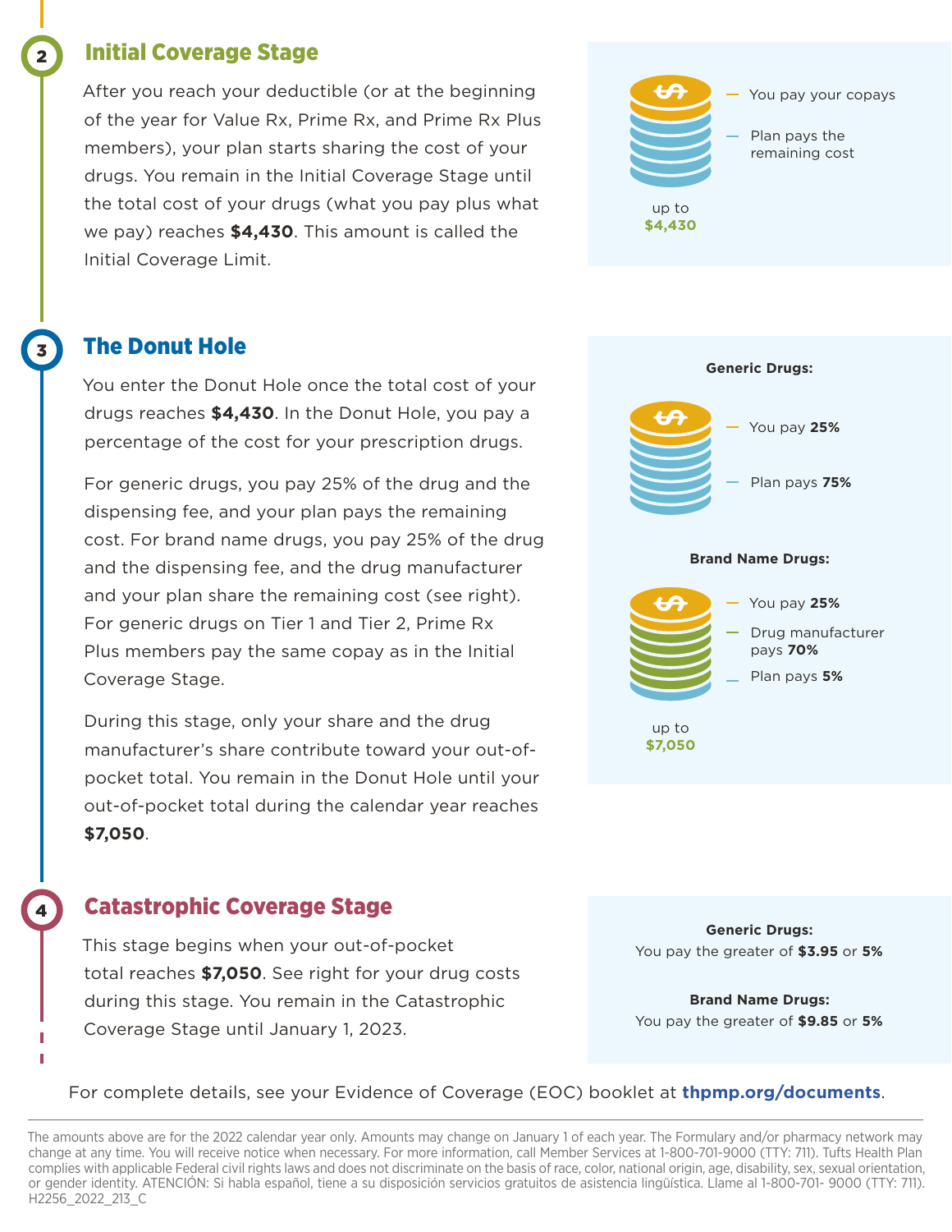## 2 Initial Coverage Stage

After you reach your deductible (or at the beginning of the year for Value Rx, Prime Rx, and Prime Rx Plus members), your plan starts sharing the cost of your drugs. You remain in the Initial Coverage Stage until the total cost of your drugs (what you pay plus what we pay) reaches **$4,430**. This amount is called the Initial Coverage Limit.

You pay your copays

Plan pays the remaining cost

up to **$4,430**

## 3 The Donut Hole

You enter the Donut Hole once the total cost of your drugs reaches **$4,430**. In the Donut Hole, you pay a percentage of the cost for your prescription drugs.

For generic drugs, you pay 25% of the drug and the dispensing fee, and your plan pays the remaining cost. For brand name drugs, you pay 25% of the drug and the dispensing fee, and the drug manufacturer and your plan share the remaining cost (see right). For generic drugs on Tier 1 and Tier 2, Prime Rx Plus members pay the same copay as in the Initial Coverage Stage.

During this stage, only your share and the drug manufacturer's share contribute toward your out-of-pocket total. You remain in the Donut Hole until your out-of-pocket total during the calendar year reaches **$7,050**.

**Generic Drugs:**

You pay **25%**

Plan pays **75%**

**Brand Name Drugs:**

You pay **25%**

Drug manufacturer pays **70%**

Plan pays **5%**

up to **$7,050**

## 4 Catastrophic Coverage Stage

This stage begins when your out-of-pocket total reaches **$7,050**. See right for your drug costs during this stage. You remain in the Catastrophic Coverage Stage until January 1, 2023.

**Generic Drugs:**
You pay the greater of **$3.95** or **5%**

**Brand Name Drugs:**
You pay the greater of **$9.85** or **5%**

For complete details, see your Evidence of Coverage (EOC) booklet at **thpmp.org/documents**.

The amounts above are for the 2022 calendar year only. Amounts may change on January 1 of each year. The Formulary and/or pharmacy network may change at any time. You will receive notice when necessary. For more information, call Member Services at 1-800-701-9000 (TTY: 711). Tufts Health Plan complies with applicable Federal civil rights laws and does not discriminate on the basis of race, color, national origin, age, disability, sex, sexual orientation, or gender identity. ATENCIÓN: Si habla español, tiene a su disposición servicios gratuitos de asistencia lingüística. Llame al 1-800-701- 9000 (TTY: 711).
H2256_2022_213_C